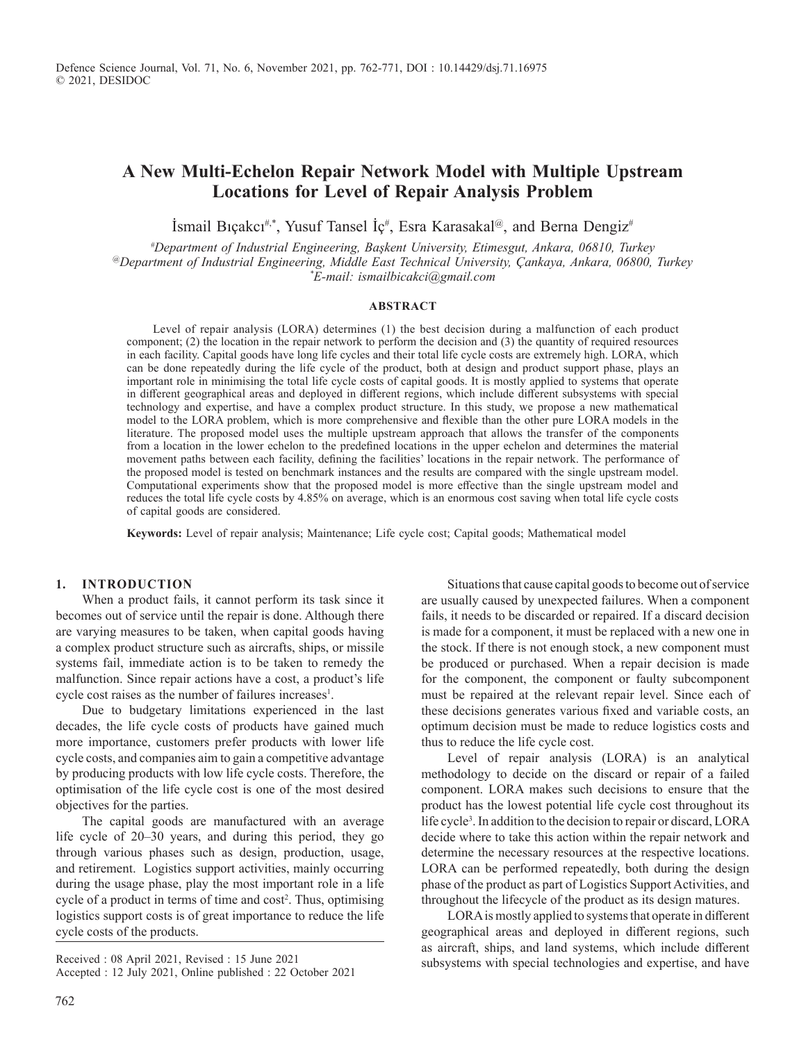# A New Multi-Echelon Repair Network Model with Multiple Upstream Locations for Level of Repair Analysis Problem

İsmail Bıçakcı[#,*], Yusuf Tansel İç[#], Esra Karasakal[@], and Berna Dengiz[#]

[#]*Department of Industrial Engineering, Başkent University, Etimesgut, Ankara, 06810, Turkey*
[@]*Department of Industrial Engineering, Middle East Technical University, Çankaya, Ankara, 06800, Turkey*
[*]*E-mail: ismailbicakci@gmail.com*

## ABSTRACT

Level of repair analysis (LORA) determines (1) the best decision during a malfunction of each product component; (2) the location in the repair network to perform the decision and (3) the quantity of required resources in each facility. Capital goods have long life cycles and their total life cycle costs are extremely high. LORA, which can be done repeatedly during the life cycle of the product, both at design and product support phase, plays an important role in minimising the total life cycle costs of capital goods. It is mostly applied to systems that operate in different geographical areas and deployed in different regions, which include different subsystems with special technology and expertise, and have a complex product structure. In this study, we propose a new mathematical model to the LORA problem, which is more comprehensive and flexible than the other pure LORA models in the literature. The proposed model uses the multiple upstream approach that allows the transfer of the components from a location in the lower echelon to the predefined locations in the upper echelon and determines the material movement paths between each facility, defining the facilities' locations in the repair network. The performance of the proposed model is tested on benchmark instances and the results are compared with the single upstream model. Computational experiments show that the proposed model is more effective than the single upstream model and reduces the total life cycle costs by 4.85% on average, which is an enormous cost saving when total life cycle costs of capital goods are considered.

**Keywords:** Level of repair analysis; Maintenance; Life cycle cost; Capital goods; Mathematical model

## 1. INTRODUCTION

When a product fails, it cannot perform its task since it becomes out of service until the repair is done. Although there are varying measures to be taken, when capital goods having a complex product structure such as aircrafts, ships, or missile systems fail, immediate action is to be taken to remedy the malfunction. Since repair actions have a cost, a product's life cycle cost raises as the number of failures increases[1].

Due to budgetary limitations experienced in the last decades, the life cycle costs of products have gained much more importance, customers prefer products with lower life cycle costs, and companies aim to gain a competitive advantage by producing products with low life cycle costs. Therefore, the optimisation of the life cycle cost is one of the most desired objectives for the parties.

The capital goods are manufactured with an average life cycle of 20–30 years, and during this period, they go through various phases such as design, production, usage, and retirement. Logistics support activities, mainly occurring during the usage phase, play the most important role in a life cycle of a product in terms of time and cost[2]. Thus, optimising logistics support costs is of great importance to reduce the life cycle costs of the products.

Received : 08 April 2021, Revised : 15 June 2021
Accepted : 12 July 2021, Online published : 22 October 2021

Situations that cause capital goods to become out of service are usually caused by unexpected failures. When a component fails, it needs to be discarded or repaired. If a discard decision is made for a component, it must be replaced with a new one in the stock. If there is not enough stock, a new component must be produced or purchased. When a repair decision is made for the component, the component or faulty subcomponent must be repaired at the relevant repair level. Since each of these decisions generates various fixed and variable costs, an optimum decision must be made to reduce logistics costs and thus to reduce the life cycle cost.

Level of repair analysis (LORA) is an analytical methodology to decide on the discard or repair of a failed component. LORA makes such decisions to ensure that the product has the lowest potential life cycle cost throughout its life cycle[3]. In addition to the decision to repair or discard, LORA decide where to take this action within the repair network and determine the necessary resources at the respective locations. LORA can be performed repeatedly, both during the design phase of the product as part of Logistics Support Activities, and throughout the lifecycle of the product as its design matures.

LORA is mostly applied to systems that operate in different geographical areas and deployed in different regions, such as aircraft, ships, and land systems, which include different subsystems with special technologies and expertise, and have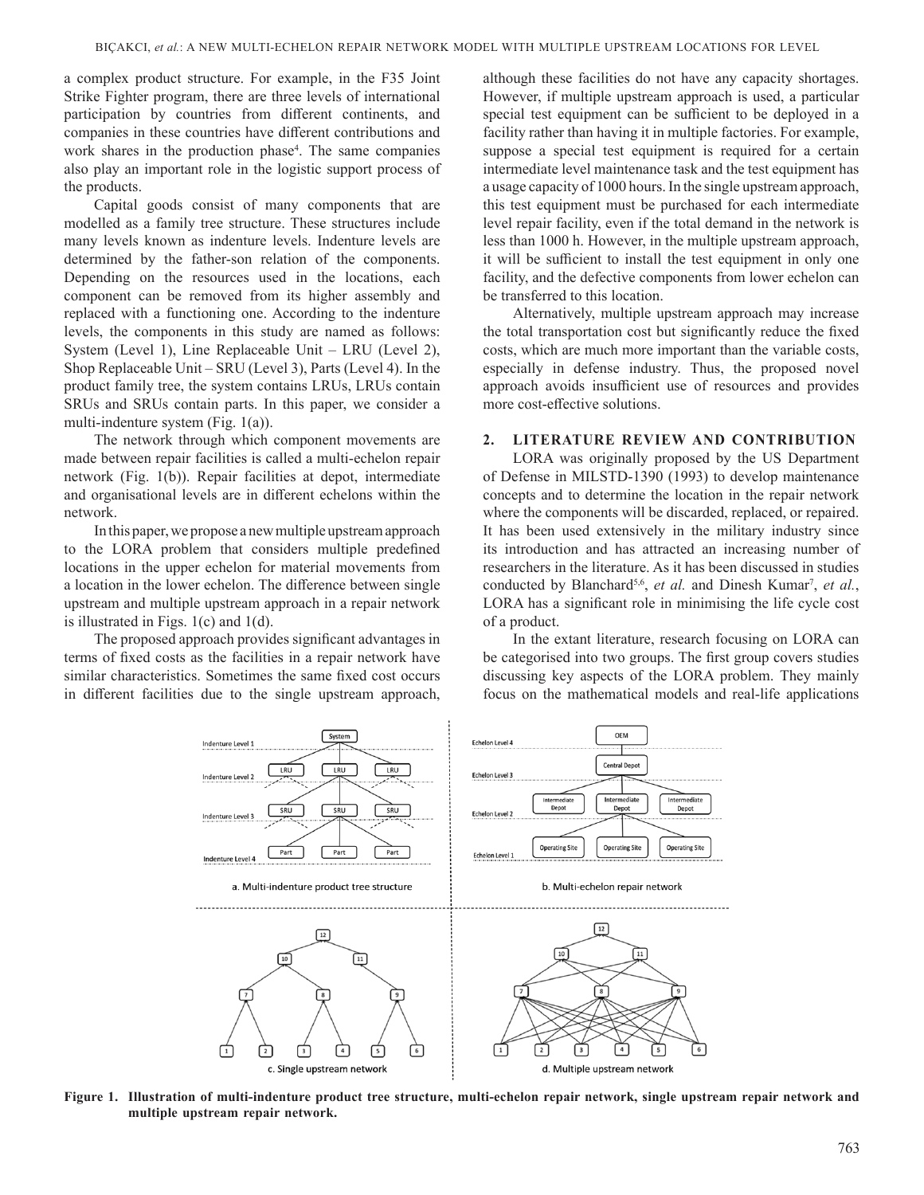a complex product structure. For example, in the F35 Joint Strike Fighter program, there are three levels of international participation by countries from different continents, and companies in these countries have different contributions and work shares in the production phase[4]. The same companies also play an important role in the logistic support process of the products.

Capital goods consist of many components that are modelled as a family tree structure. These structures include many levels known as indenture levels. Indenture levels are determined by the father-son relation of the components. Depending on the resources used in the locations, each component can be removed from its higher assembly and replaced with a functioning one. According to the indenture levels, the components in this study are named as follows: System (Level 1), Line Replaceable Unit – LRU (Level 2), Shop Replaceable Unit – SRU (Level 3), Parts (Level 4). In the product family tree, the system contains LRUs, LRUs contain SRUs and SRUs contain parts. In this paper, we consider a multi-indenture system (Fig. 1(a)).

The network through which component movements are made between repair facilities is called a multi-echelon repair network (Fig. 1(b)). Repair facilities at depot, intermediate and organisational levels are in different echelons within the network.

In this paper, we propose a new multiple upstream approach to the LORA problem that considers multiple predefined locations in the upper echelon for material movements from a location in the lower echelon. The difference between single upstream and multiple upstream approach in a repair network is illustrated in Figs. 1(c) and 1(d).

The proposed approach provides significant advantages in terms of fixed costs as the facilities in a repair network have similar characteristics. Sometimes the same fixed cost occurs in different facilities due to the single upstream approach, although these facilities do not have any capacity shortages. However, if multiple upstream approach is used, a particular special test equipment can be sufficient to be deployed in a facility rather than having it in multiple factories. For example, suppose a special test equipment is required for a certain intermediate level maintenance task and the test equipment has a usage capacity of 1000 hours. In the single upstream approach, this test equipment must be purchased for each intermediate level repair facility, even if the total demand in the network is less than 1000 h. However, in the multiple upstream approach, it will be sufficient to install the test equipment in only one facility, and the defective components from lower echelon can be transferred to this location.

Alternatively, multiple upstream approach may increase the total transportation cost but significantly reduce the fixed costs, which are much more important than the variable costs, especially in defense industry. Thus, the proposed novel approach avoids insufficient use of resources and provides more cost-effective solutions.

## 2. LITERATURE REVIEW AND CONTRIBUTION

LORA was originally proposed by the US Department of Defense in MILSTD-1390 (1993) to develop maintenance concepts and to determine the location in the repair network where the components will be discarded, replaced, or repaired. It has been used extensively in the military industry since its introduction and has attracted an increasing number of researchers in the literature. As it has been discussed in studies conducted by Blanchard[5,6], *et al.* and Dinesh Kumar[7], *et al.*, LORA has a significant role in minimising the life cycle cost of a product.

In the extant literature, research focusing on LORA can be categorised into two groups. The first group covers studies discussing key aspects of the LORA problem. They mainly focus on the mathematical models and real-life applications

**Figure 1. Illustration of multi-indenture product tree structure, multi-echelon repair network, single upstream repair network and multiple upstream repair network.**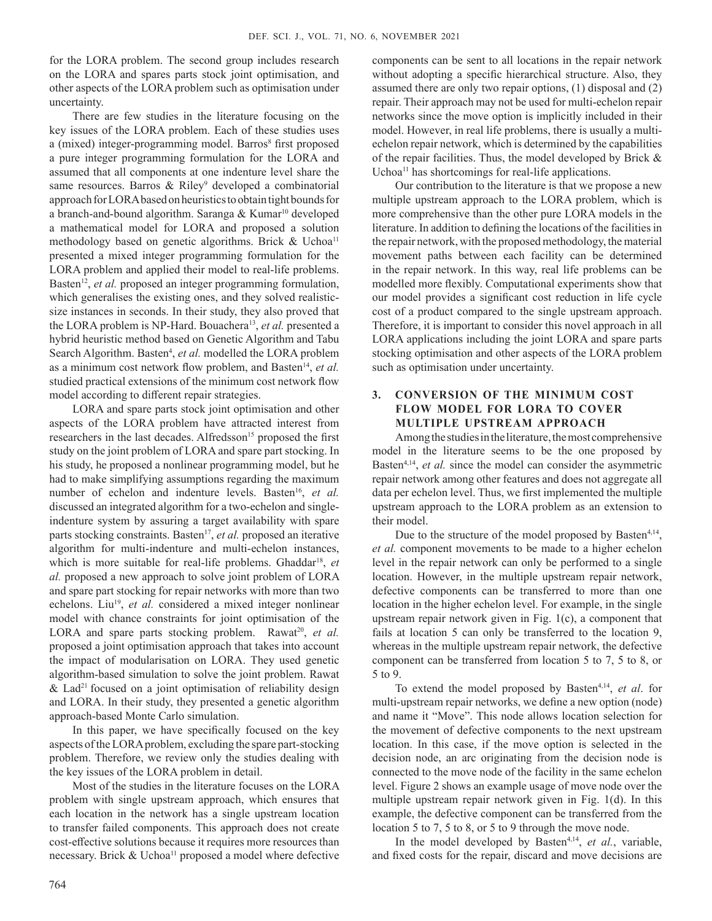for the LORA problem. The second group includes research on the LORA and spares parts stock joint optimisation, and other aspects of the LORA problem such as optimisation under uncertainty.

There are few studies in the literature focusing on the key issues of the LORA problem. Each of these studies uses a (mixed) integer-programming model. Barros[8] first proposed a pure integer programming formulation for the LORA and assumed that all components at one indenture level share the same resources. Barros & Riley[9] developed a combinatorial approach for LORA based on heuristics to obtain tight bounds for a branch-and-bound algorithm. Saranga & Kumar[10] developed a mathematical model for LORA and proposed a solution methodology based on genetic algorithms. Brick & Uchoa[11] presented a mixed integer programming formulation for the LORA problem and applied their model to real-life problems. Basten[12], *et al.* proposed an integer programming formulation, which generalises the existing ones, and they solved realistic-size instances in seconds. In their study, they also proved that the LORA problem is NP-Hard. Bouachera[13], *et al.* presented a hybrid heuristic method based on Genetic Algorithm and Tabu Search Algorithm. Basten[4], *et al.* modelled the LORA problem as a minimum cost network flow problem, and Basten[14], *et al.* studied practical extensions of the minimum cost network flow model according to different repair strategies.

LORA and spare parts stock joint optimisation and other aspects of the LORA problem have attracted interest from researchers in the last decades. Alfredsson[15] proposed the first study on the joint problem of LORA and spare part stocking. In his study, he proposed a nonlinear programming model, but he had to make simplifying assumptions regarding the maximum number of echelon and indenture levels. Basten[16], *et al.* discussed an integrated algorithm for a two-echelon and single-indenture system by assuring a target availability with spare parts stocking constraints. Basten[17], *et al.* proposed an iterative algorithm for multi-indenture and multi-echelon instances, which is more suitable for real-life problems. Ghaddar[18], *et al.* proposed a new approach to solve joint problem of LORA and spare part stocking for repair networks with more than two echelons. Liu[19], *et al.* considered a mixed integer nonlinear model with chance constraints for joint optimisation of the LORA and spare parts stocking problem. Rawat[20], *et al.* proposed a joint optimisation approach that takes into account the impact of modularisation on LORA. They used genetic algorithm-based simulation to solve the joint problem. Rawat & Lad[21] focused on a joint optimisation of reliability design and LORA. In their study, they presented a genetic algorithm approach-based Monte Carlo simulation.

In this paper, we have specifically focused on the key aspects of the LORA problem, excluding the spare part-stocking problem. Therefore, we review only the studies dealing with the key issues of the LORA problem in detail.

Most of the studies in the literature focuses on the LORA problem with single upstream approach, which ensures that each location in the network has a single upstream location to transfer failed components. This approach does not create cost-effective solutions because it requires more resources than necessary. Brick & Uchoa[11] proposed a model where defective components can be sent to all locations in the repair network without adopting a specific hierarchical structure. Also, they assumed there are only two repair options, (1) disposal and (2) repair. Their approach may not be used for multi-echelon repair networks since the move option is implicitly included in their model. However, in real life problems, there is usually a multi-echelon repair network, which is determined by the capabilities of the repair facilities. Thus, the model developed by Brick & Uchoa[11] has shortcomings for real-life applications.

Our contribution to the literature is that we propose a new multiple upstream approach to the LORA problem, which is more comprehensive than the other pure LORA models in the literature. In addition to defining the locations of the facilities in the repair network, with the proposed methodology, the material movement paths between each facility can be determined in the repair network. In this way, real life problems can be modelled more flexibly. Computational experiments show that our model provides a significant cost reduction in life cycle cost of a product compared to the single upstream approach. Therefore, it is important to consider this novel approach in all LORA applications including the joint LORA and spare parts stocking optimisation and other aspects of the LORA problem such as optimisation under uncertainty.

## 3. CONVERSION OF THE MINIMUM COST FLOW MODEL FOR LORA TO COVER MULTIPLE UPSTREAM APPROACH

Among the studies in the literature, the most comprehensive model in the literature seems to be the one proposed by Basten[4,14], *et al.* since the model can consider the asymmetric repair network among other features and does not aggregate all data per echelon level. Thus, we first implemented the multiple upstream approach to the LORA problem as an extension to their model.

Due to the structure of the model proposed by Basten[4,14], *et al.* component movements to be made to a higher echelon level in the repair network can only be performed to a single location. However, in the multiple upstream repair network, defective components can be transferred to more than one location in the higher echelon level. For example, in the single upstream repair network given in Fig. 1(c), a component that fails at location 5 can only be transferred to the location 9, whereas in the multiple upstream repair network, the defective component can be transferred from location 5 to 7, 5 to 8, or 5 to 9.

To extend the model proposed by Basten[4,14], *et al*. for multi-upstream repair networks, we define a new option (node) and name it "Move". This node allows location selection for the movement of defective components to the next upstream location. In this case, if the move option is selected in the decision node, an arc originating from the decision node is connected to the move node of the facility in the same echelon level. Figure 2 shows an example usage of move node over the multiple upstream repair network given in Fig. 1(d). In this example, the defective component can be transferred from the location 5 to 7, 5 to 8, or 5 to 9 through the move node.

In the model developed by Basten[4,14], *et al.*, variable, and fixed costs for the repair, discard and move decisions are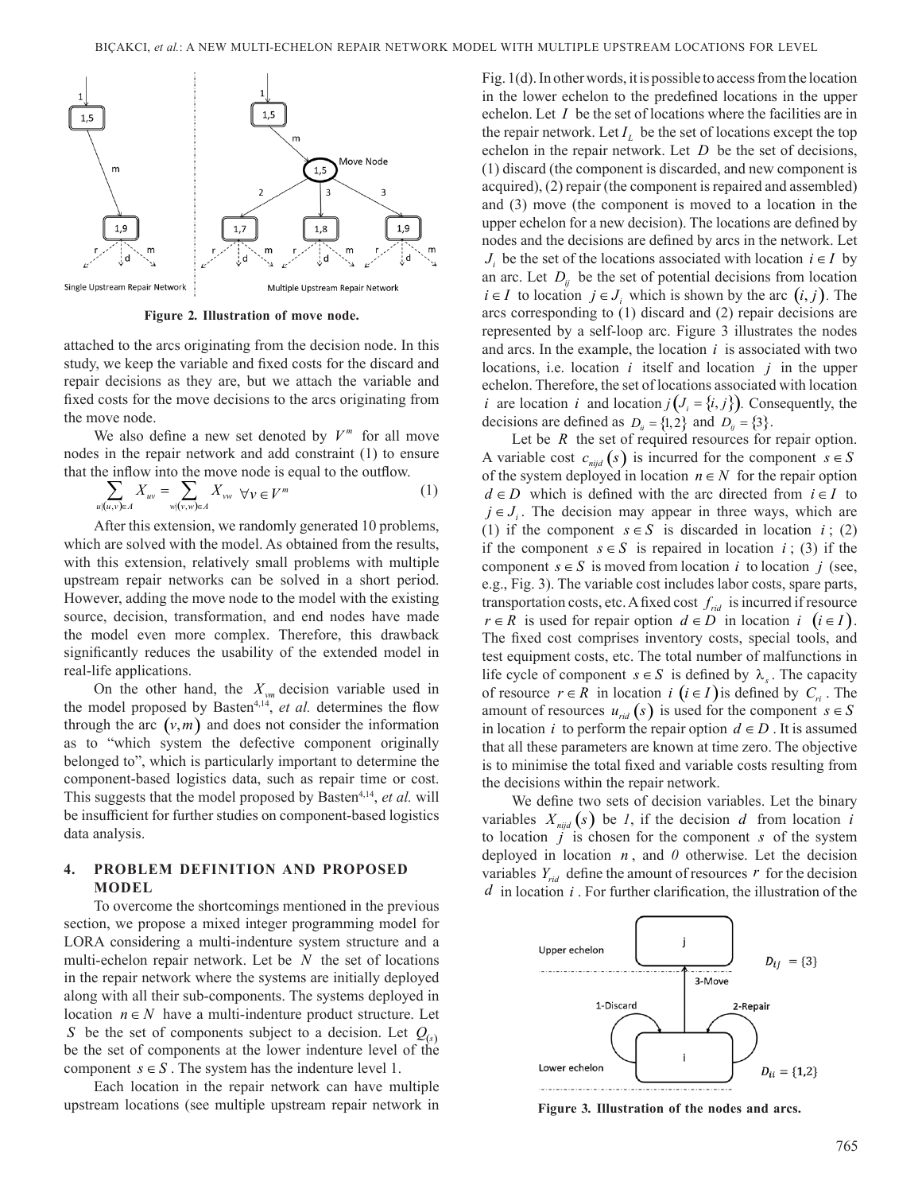Figure 2. Illustration of move node.

attached to the arcs originating from the decision node. In this study, we keep the variable and fixed costs for the discard and repair decisions as they are, but we attach the variable and fixed costs for the move decisions to the arcs originating from the move node.

We also define a new set denoted by $V^m$ for all move nodes in the repair network and add constraint (1) to ensure that the inflow into the move node is equal to the outflow.

$$\sum_{u|(u,v)\in A} X_{uv} = \sum_{w|(v,w)\in A} X_{vw} \quad \forall v \in V^m \tag{1}$$

After this extension, we randomly generated 10 problems, which are solved with the model. As obtained from the results, with this extension, relatively small problems with multiple upstream repair networks can be solved in a short period. However, adding the move node to the model with the existing source, decision, transformation, and end nodes have made the model even more complex. Therefore, this drawback significantly reduces the usability of the extended model in real-life applications.

On the other hand, the $X_{vm}$ decision variable used in the model proposed by Basten[4,14], *et al.* determines the flow through the arc $(v,m)$ and does not consider the information as to "which system the defective component originally belonged to", which is particularly important to determine the component-based logistics data, such as repair time or cost. This suggests that the model proposed by Basten[4,14], *et al.* will be insufficient for further studies on component-based logistics data analysis.

## 4. PROBLEM DEFINITION AND PROPOSED MODEL

To overcome the shortcomings mentioned in the previous section, we propose a mixed integer programming model for LORA considering a multi-indenture system structure and a multi-echelon repair network. Let be $N$ the set of locations in the repair network where the systems are initially deployed along with all their sub-components. The systems deployed in location $n \in N$ have a multi-indenture product structure. Let $S$ be the set of components subject to a decision. Let $Q_{(s)}$ be the set of components at the lower indenture level of the component $s \in S$. The system has the indenture level 1.

Each location in the repair network can have multiple upstream locations (see multiple upstream repair network in Fig. 1(d). In other words, it is possible to access from the location in the lower echelon to the predefined locations in the upper echelon. Let $I$ be the set of locations where the facilities are in the repair network. Let $I_L$ be the set of locations except the top echelon in the repair network. Let $D$ be the set of decisions, (1) discard (the component is discarded, and new component is acquired), (2) repair (the component is repaired and assembled) and (3) move (the component is moved to a location in the upper echelon for a new decision). The locations are defined by nodes and the decisions are defined by arcs in the network. Let $J_i$ be the set of the locations associated with location $i \in I$ by an arc. Let $D_{ij}$ be the set of potential decisions from location $i \in I$ to location $j \in J_i$ which is shown by the arc $(i,j)$. The arcs corresponding to (1) discard and (2) repair decisions are represented by a self-loop arc. Figure 3 illustrates the nodes and arcs. In the example, the location $i$ is associated with two locations, i.e. location $i$ itself and location $j$ in the upper echelon. Therefore, the set of locations associated with location $i$ are location $i$ and location $j$ $(J_i = \{i, j\})$. Consequently, the decisions are defined as $D_{ii} = \{1,2\}$ and $D_{ij} = \{3\}$.

Let be $R$ the set of required resources for repair option. A variable cost $c_{nijd}(s)$ is incurred for the component $s \in S$ of the system deployed in location $n \in N$ for the repair option $d \in D$ which is defined with the arc directed from $i \in I$ to $j \in J_i$. The decision may appear in three ways, which are (1) if the component $s \in S$ is discarded in location $i$; (2) if the component $s \in S$ is repaired in location $i$; (3) if the component $s \in S$ is moved from location $i$ to location $j$ (see, e.g., Fig. 3). The variable cost includes labor costs, spare parts, transportation costs, etc. A fixed cost $f_{rid}$ is incurred if resource $r \in R$ is used for repair option $d \in D$ in location $i$ $(i \in I)$. The fixed cost comprises inventory costs, special tools, and test equipment costs, etc. The total number of malfunctions in life cycle of component $s \in S$ is defined by $\lambda_s$. The capacity of resource $r \in R$ in location $i$ $(i \in I)$ is defined by $C_{ri}$. The amount of resources $u_{rid}(s)$ is used for the component $s \in S$ in location $i$ to perform the repair option $d \in D$. It is assumed that all these parameters are known at time zero. The objective is to minimise the total fixed and variable costs resulting from the decisions within the repair network.

We define two sets of decision variables. Let the binary variables $X_{nijd}(s)$ be *1*, if the decision $d$ from location $i$ to location $j$ is chosen for the component $s$ of the system deployed in location $n$, and *0* otherwise. Let the decision variables $Y_{rid}$ define the amount of resources $r$ for the decision $d$ in location $i$. For further clarification, the illustration of the

Figure 3. Illustration of the nodes and arcs.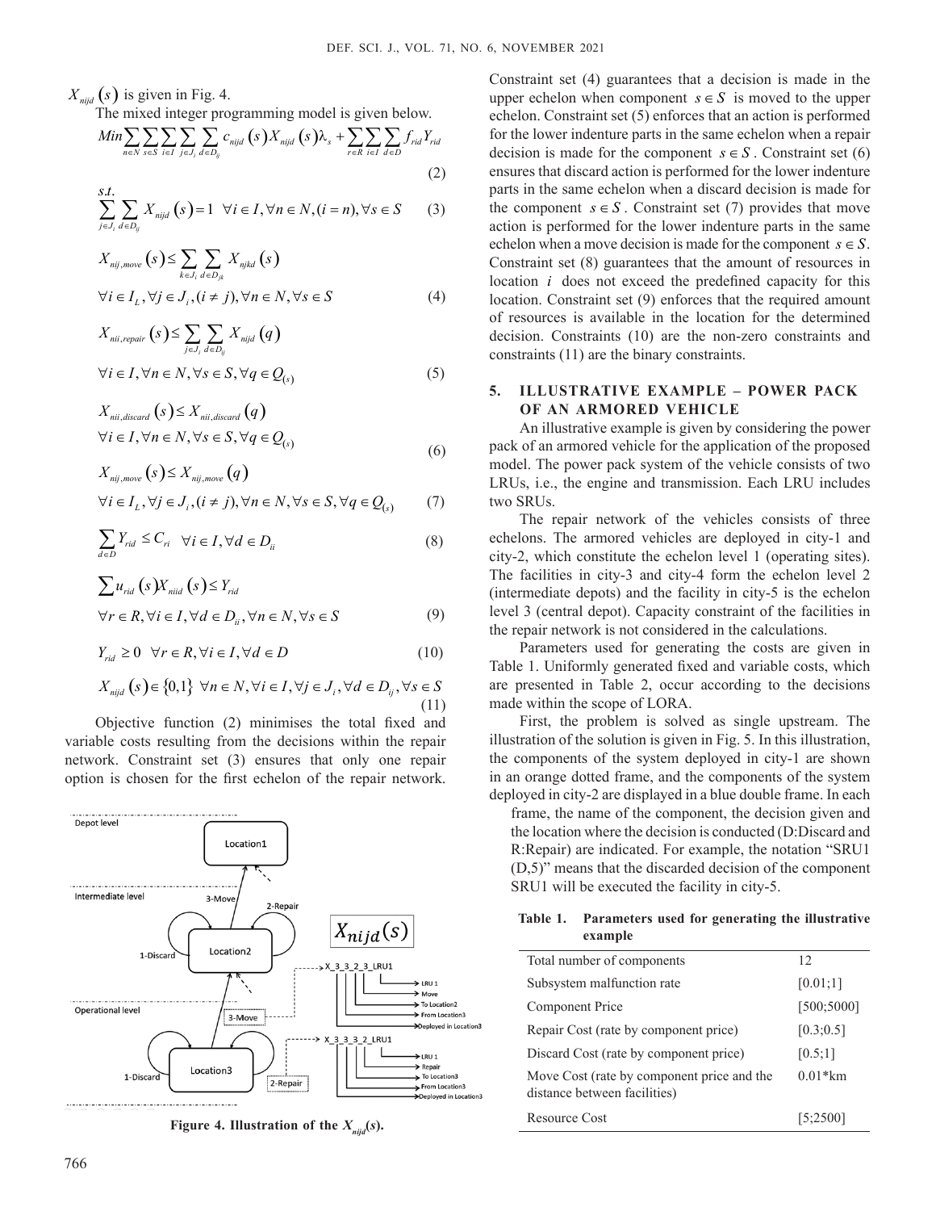$X_{nijd}(s)$ is given in Fig. 4.

The mixed integer programming model is given below.

$$Min \sum_{n \in N} \sum_{s \in S} \sum_{i \in I} \sum_{j \in J_i} \sum_{d \in D_{ij}} c_{nijd}(s) X_{nijd}(s) \lambda_s + \sum_{r \in R} \sum_{i \in I} \sum_{d \in D} f_{rid} Y_{rid} \tag{2}$$

s.t.

$$\sum_{j \in J_i} \sum_{d \in D_{ij}} X_{nijd}(s) = 1 \quad \forall i \in I, \forall n \in N, (i = n), \forall s \in S \tag{3}$$

$$X_{nij,move}(s) \leq \sum_{k \in J_i} \sum_{d \in D_{jk}} X_{njkd}(s)$$
$$\forall i \in I_L, \forall j \in J_i, (i \neq j), \forall n \in N, \forall s \in S \tag{4}$$

$$X_{nii,repair}(s) \leq \sum_{j \in J_i} \sum_{d \in D_{ij}} X_{nijd}(q)$$
$$\forall i \in I, \forall n \in N, \forall s \in S, \forall q \in Q_{(s)} \tag{5}$$

$$X_{nii,discard}(s) \leq X_{nii,discard}(q)$$
$$\forall i \in I, \forall n \in N, \forall s \in S, \forall q \in Q_{(s)} \tag{6}$$

$$X_{nij,move}(s) \leq X_{nij,move}(q)$$
$$\forall i \in I_L, \forall j \in J_i, (i \neq j), \forall n \in N, \forall s \in S, \forall q \in Q_{(s)} \tag{7}$$

$$\sum_{d \in D} Y_{rid} \leq C_{ri} \quad \forall i \in I, \forall d \in D_{ii} \tag{8}$$

$$\sum u_{rid}(s) X_{niid}(s) \leq Y_{rid}$$
$$\forall r \in R, \forall i \in I, \forall d \in D_{ii}, \forall n \in N, \forall s \in S \tag{9}$$

$$Y_{rid} \geq 0 \quad \forall r \in R, \forall i \in I, \forall d \in D \tag{10}$$

$$X_{nijd}(s) \in \{0,1\} \quad \forall n \in N, \forall i \in I, \forall j \in J_i, \forall d \in D_{ij}, \forall s \in S \tag{11}$$

Objective function (2) minimises the total fixed and variable costs resulting from the decisions within the repair network. Constraint set (3) ensures that only one repair option is chosen for the first echelon of the repair network.

Figure 4. Illustration of the $X_{nijd}(s)$.

Constraint set (4) guarantees that a decision is made in the upper echelon when component $s \in S$ is moved to the upper echelon. Constraint set (5) enforces that an action is performed for the lower indenture parts in the same echelon when a repair decision is made for the component $s \in S$. Constraint set (6) ensures that discard action is performed for the lower indenture parts in the same echelon when a discard decision is made for the component $s \in S$. Constraint set (7) provides that move action is performed for the lower indenture parts in the same echelon when a move decision is made for the component $s \in S$. Constraint set (8) guarantees that the amount of resources in location $i$ does not exceed the predefined capacity for this location. Constraint set (9) enforces that the required amount of resources is available in the location for the determined decision. Constraints (10) are the non-zero constraints and constraints (11) are the binary constraints.

## 5. ILLUSTRATIVE EXAMPLE – POWER PACK OF AN ARMORED VEHICLE

An illustrative example is given by considering the power pack of an armored vehicle for the application of the proposed model. The power pack system of the vehicle consists of two LRUs, i.e., the engine and transmission. Each LRU includes two SRUs.

The repair network of the vehicles consists of three echelons. The armored vehicles are deployed in city-1 and city-2, which constitute the echelon level 1 (operating sites). The facilities in city-3 and city-4 form the echelon level 2 (intermediate depots) and the facility in city-5 is the echelon level 3 (central depot). Capacity constraint of the facilities in the repair network is not considered in the calculations.

Parameters used for generating the costs are given in Table 1. Uniformly generated fixed and variable costs, which are presented in Table 2, occur according to the decisions made within the scope of LORA.

First, the problem is solved as single upstream. The illustration of the solution is given in Fig. 5. In this illustration, the components of the system deployed in city-1 are shown in an orange dotted frame, and the components of the system deployed in city-2 are displayed in a blue double frame. In each frame, the name of the component, the decision given and the location where the decision is conducted (D:Discard and R:Repair) are indicated. For example, the notation "SRU1 (D,5)" means that the discarded decision of the component SRU1 will be executed the facility in city-5.

**Table 1. Parameters used for generating the illustrative example**

| | |
|---|---|
| Total number of components | 12 |
| Subsystem malfunction rate | [0.01;1] |
| Component Price | [500;5000] |
| Repair Cost (rate by component price) | [0.3;0.5] |
| Discard Cost (rate by component price) | [0.5;1] |
| Move Cost (rate by component price and the distance between facilities) | 0.01*km |
| Resource Cost | [5;2500] |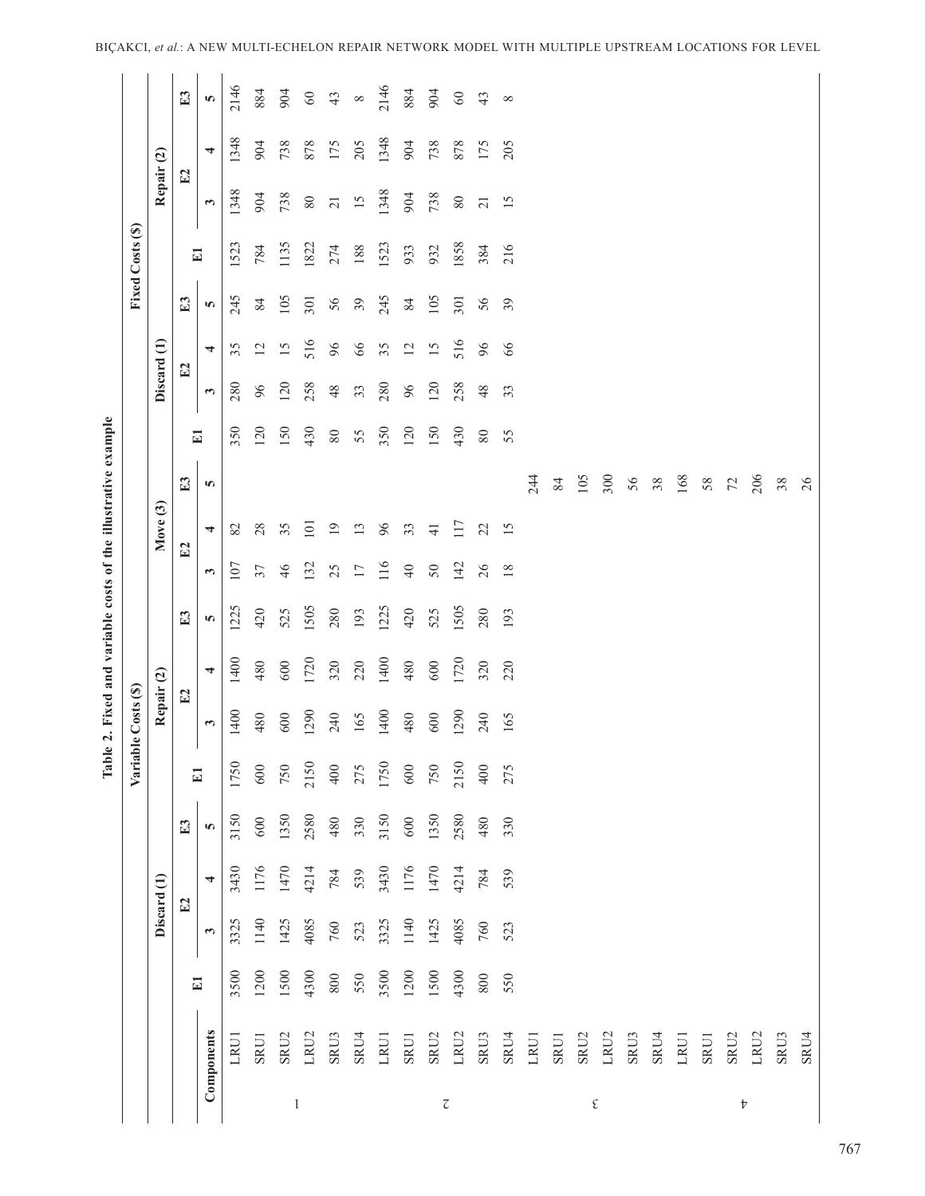**Table 2. Fixed and variable costs of the illustrative example**

| | | Variable Costs ($) | | | | | | | | | | | Fixed Costs ($) | | | | | | | |
|---|---|---|---|---|---|---|---|---|---|---|---|---|---|---|---|---|---|---|---|---|
| | | Discard (1) | | | | Repair (2) | | | | Move (3) | | | Discard (1) | | | | Repair (2) | | | |
| | | E1 | E2 | | E3 | E1 | E2 | | E3 | E2 | | E3 | E1 | E2 | | E3 | E1 | E2 | | E3 |
| | Components | | 3 | 4 | 5 | | 3 | 4 | 5 | 3 | 4 | 5 | | 3 | 4 | 5 | | 3 | 4 | 5 |
| 1 | LRU1 | 3500 | 3325 | 3430 | 3150 | 1750 | 1400 | 1400 | 1225 | 107 | 82 | | 350 | 280 | 35 | 245 | 1523 | 1348 | 1348 | 2146 |
| | SRU1 | 1200 | 1140 | 1176 | 600 | 600 | 480 | 480 | 420 | 37 | 28 | | 120 | 96 | 12 | 84 | 784 | 904 | 904 | 884 |
| | SRU2 | 1500 | 1425 | 1470 | 1350 | 750 | 600 | 600 | 525 | 46 | 35 | | 150 | 120 | 15 | 105 | 1135 | 738 | 738 | 904 |
| | LRU2 | 4300 | 4085 | 4214 | 2580 | 2150 | 1290 | 1720 | 1505 | 132 | 101 | | 430 | 258 | 516 | 301 | 1822 | 80 | 878 | 60 |
| | SRU3 | 800 | 760 | 784 | 480 | 400 | 240 | 320 | 280 | 25 | 19 | | 80 | 48 | 96 | 56 | 274 | 21 | 175 | 43 |
| | SRU4 | 550 | 523 | 539 | 330 | 275 | 165 | 220 | 193 | 17 | 13 | | 55 | 33 | 66 | 39 | 188 | 15 | 205 | 8 |
| 2 | LRU1 | 3500 | 3325 | 3430 | 3150 | 1750 | 1400 | 1400 | 1225 | 116 | 96 | | 350 | 280 | 35 | 245 | 1523 | 1348 | 1348 | 2146 |
| | SRU1 | 1200 | 1140 | 1176 | 600 | 600 | 480 | 480 | 420 | 40 | 33 | | 120 | 96 | 12 | 84 | 933 | 904 | 904 | 884 |
| | SRU2 | 1500 | 1425 | 1470 | 1350 | 750 | 600 | 600 | 525 | 50 | 41 | | 150 | 120 | 15 | 105 | 932 | 738 | 738 | 904 |
| | LRU2 | 4300 | 4085 | 4214 | 2580 | 2150 | 1290 | 1720 | 1505 | 142 | 117 | | 430 | 258 | 516 | 301 | 1858 | 80 | 878 | 60 |
| | SRU3 | 800 | 760 | 784 | 480 | 400 | 240 | 320 | 280 | 26 | 22 | | 80 | 48 | 96 | 56 | 384 | 21 | 175 | 43 |
| | SRU4 | 550 | 523 | 539 | 330 | 275 | 165 | 220 | 193 | 18 | 15 | | 55 | 33 | 66 | 39 | 216 | 15 | 205 | 8 |
| 3 | LRU1 | | | | | | | | | | | 244 | | | | | | | | |
| | SRU1 | | | | | | | | | | | 84 | | | | | | | | |
| | SRU2 | | | | | | | | | | | 105 | | | | | | | | |
| | LRU2 | | | | | | | | | | | 300 | | | | | | | | |
| | SRU3 | | | | | | | | | | | 56 | | | | | | | | |
| | SRU4 | | | | | | | | | | | 38 | | | | | | | | |
| 4 | LRU1 | | | | | | | | | | | 168 | | | | | | | | |
| | SRU1 | | | | | | | | | | | 58 | | | | | | | | |
| | SRU2 | | | | | | | | | | | 72 | | | | | | | | |
| | LRU2 | | | | | | | | | | | 206 | | | | | | | | |
| | SRU3 | | | | | | | | | | | 38 | | | | | | | | |
| | SRU4 | | | | | | | | | | | 26 | | | | | | | | |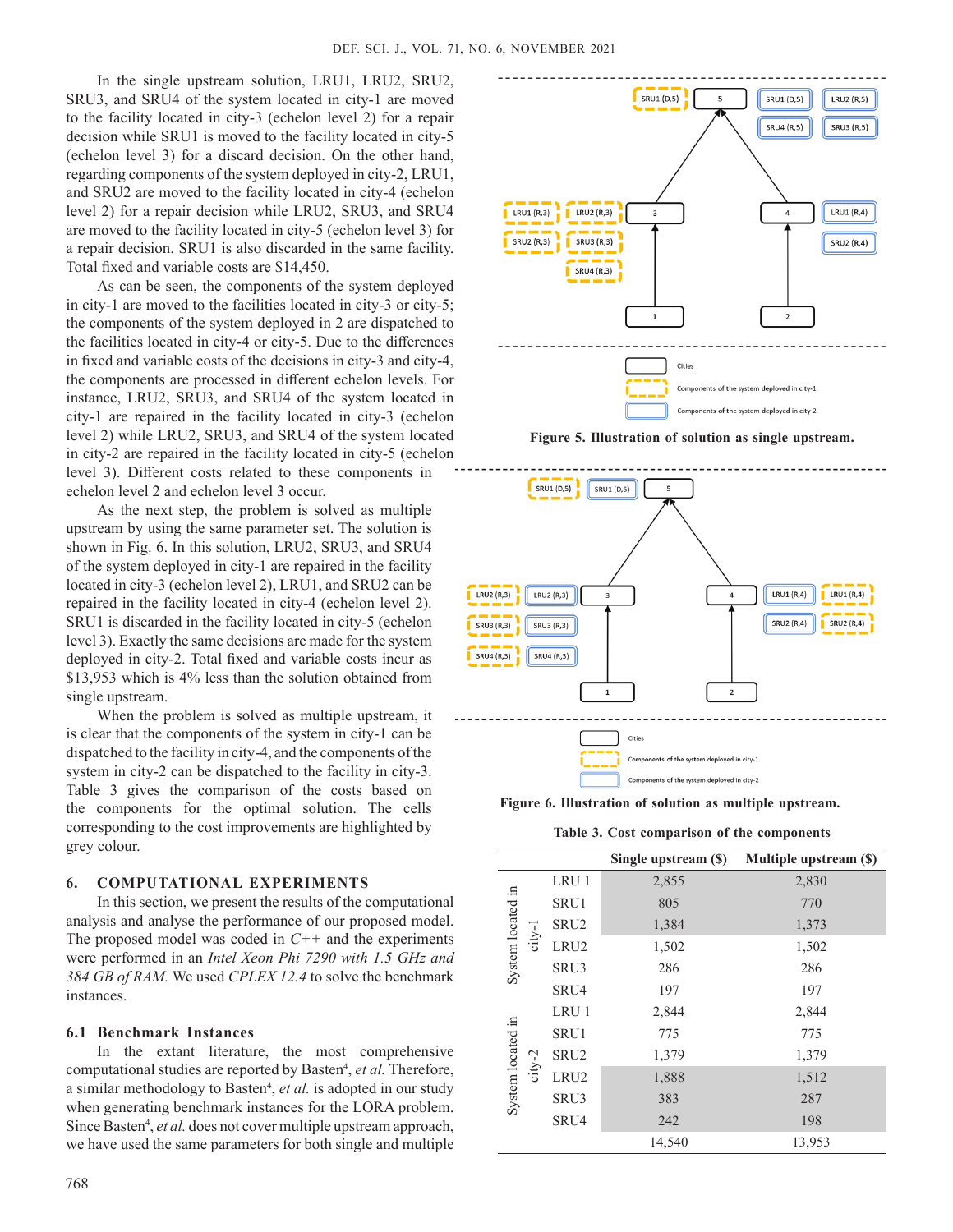In the single upstream solution, LRU1, LRU2, SRU2, SRU3, and SRU4 of the system located in city-1 are moved to the facility located in city-3 (echelon level 2) for a repair decision while SRU1 is moved to the facility located in city-5 (echelon level 3) for a discard decision. On the other hand, regarding components of the system deployed in city-2, LRU1, and SRU2 are moved to the facility located in city-4 (echelon level 2) for a repair decision while LRU2, SRU3, and SRU4 are moved to the facility located in city-5 (echelon level 3) for a repair decision. SRU1 is also discarded in the same facility. Total fixed and variable costs are $14,450.

As can be seen, the components of the system deployed in city-1 are moved to the facilities located in city-3 or city-5; the components of the system deployed in 2 are dispatched to the facilities located in city-4 or city-5. Due to the differences in fixed and variable costs of the decisions in city-3 and city-4, the components are processed in different echelon levels. For instance, LRU2, SRU3, and SRU4 of the system located in city-1 are repaired in the facility located in city-3 (echelon level 2) while LRU2, SRU3, and SRU4 of the system located in city-2 are repaired in the facility located in city-5 (echelon level 3). Different costs related to these components in echelon level 2 and echelon level 3 occur.

As the next step, the problem is solved as multiple upstream by using the same parameter set. The solution is shown in Fig. 6. In this solution, LRU2, SRU3, and SRU4 of the system deployed in city-1 are repaired in the facility located in city-3 (echelon level 2), LRU1, and SRU2 can be repaired in the facility located in city-4 (echelon level 2). SRU1 is discarded in the facility located in city-5 (echelon level 3). Exactly the same decisions are made for the system deployed in city-2. Total fixed and variable costs incur as $13,953 which is 4% less than the solution obtained from single upstream.

When the problem is solved as multiple upstream, it is clear that the components of the system in city-1 can be dispatched to the facility in city-4, and the components of the system in city-2 can be dispatched to the facility in city-3. Table 3 gives the comparison of the costs based on the components for the optimal solution. The cells corresponding to the cost improvements are highlighted by grey colour.

**Figure 5. Illustration of solution as single upstream.**

**Figure 6. Illustration of solution as multiple upstream.**

**Table 3. Cost comparison of the components**

| | | Single upstream ($) | Multiple upstream ($) |
|---|---|---|---|
| System located in city-1 | LRU 1 | 2,855 | 2,830 |
| | SRU1 | 805 | 770 |
| | SRU2 | 1,384 | 1,373 |
| | LRU2 | 1,502 | 1,502 |
| | SRU3 | 286 | 286 |
| | SRU4 | 197 | 197 |
| System located in city-2 | LRU 1 | 2,844 | 2,844 |
| | SRU1 | 775 | 775 |
| | SRU2 | 1,379 | 1,379 |
| | LRU2 | 1,888 | 1,512 |
| | SRU3 | 383 | 287 |
| | SRU4 | 242 | 198 |
| | | 14,540 | 13,953 |

## 6. COMPUTATIONAL EXPERIMENTS

In this section, we present the results of the computational analysis and analyse the performance of our proposed model. The proposed model was coded in *C++* and the experiments were performed in an *Intel Xeon Phi 7290 with 1.5 GHz and 384 GB of RAM.* We used *CPLEX 12.4* to solve the benchmark instances.

### 6.1 Benchmark Instances

In the extant literature, the most comprehensive computational studies are reported by Basten[4], *et al.* Therefore, a similar methodology to Basten[4], *et al.* is adopted in our study when generating benchmark instances for the LORA problem. Since Basten[4], *et al.* does not cover multiple upstream approach, we have used the same parameters for both single and multiple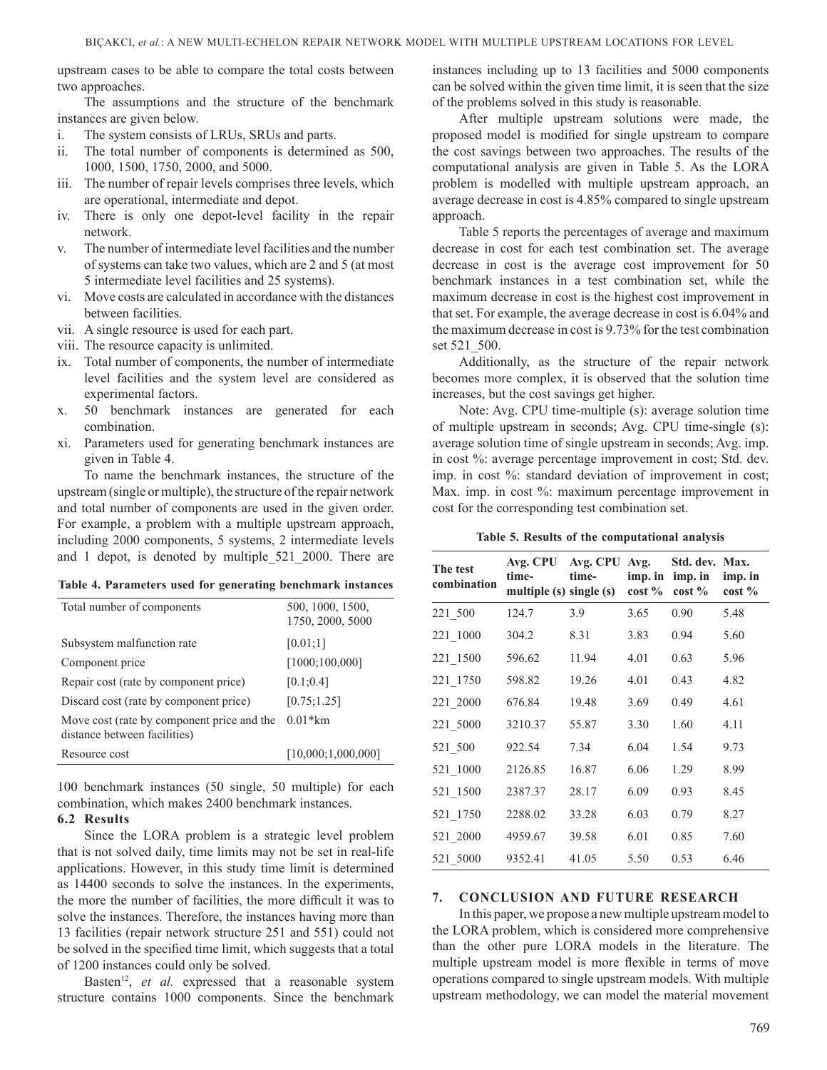upstream cases to be able to compare the total costs between two approaches.

The assumptions and the structure of the benchmark instances are given below.

i. The system consists of LRUs, SRUs and parts.
ii. The total number of components is determined as 500, 1000, 1500, 1750, 2000, and 5000.
iii. The number of repair levels comprises three levels, which are operational, intermediate and depot.
iv. There is only one depot-level facility in the repair network.
v. The number of intermediate level facilities and the number of systems can take two values, which are 2 and 5 (at most 5 intermediate level facilities and 25 systems).
vi. Move costs are calculated in accordance with the distances between facilities.
vii. A single resource is used for each part.
viii. The resource capacity is unlimited.
ix. Total number of components, the number of intermediate level facilities and the system level are considered as experimental factors.
x. 50 benchmark instances are generated for each combination.
xi. Parameters used for generating benchmark instances are given in Table 4.

To name the benchmark instances, the structure of the upstream (single or multiple), the structure of the repair network and total number of components are used in the given order. For example, a problem with a multiple upstream approach, including 2000 components, 5 systems, 2 intermediate levels and 1 depot, is denoted by multiple_521_2000. There are

**Table 4. Parameters used for generating benchmark instances**

| | |
|---|---|
| Total number of components | 500, 1000, 1500, 1750, 2000, 5000 |
| Subsystem malfunction rate | [0.01;1] |
| Component price | [1000;100,000] |
| Repair cost (rate by component price) | [0.1;0.4] |
| Discard cost (rate by component price) | [0.75;1.25] |
| Move cost (rate by component price and the distance between facilities) | 0.01*km |
| Resource cost | [10,000;1,000,000] |

100 benchmark instances (50 single, 50 multiple) for each combination, which makes 2400 benchmark instances.

### 6.2 Results

Since the LORA problem is a strategic level problem that is not solved daily, time limits may not be set in real-life applications. However, in this study time limit is determined as 14400 seconds to solve the instances. In the experiments, the more the number of facilities, the more difficult it was to solve the instances. Therefore, the instances having more than 13 facilities (repair network structure 251 and 551) could not be solved in the specified time limit, which suggests that a total of 1200 instances could only be solved.

Basten[12], *et al.* expressed that a reasonable system structure contains 1000 components. Since the benchmark instances including up to 13 facilities and 5000 components can be solved within the given time limit, it is seen that the size of the problems solved in this study is reasonable.

After multiple upstream solutions were made, the proposed model is modified for single upstream to compare the cost savings between two approaches. The results of the computational analysis are given in Table 5. As the LORA problem is modelled with multiple upstream approach, an average decrease in cost is 4.85% compared to single upstream approach.

Table 5 reports the percentages of average and maximum decrease in cost for each test combination set. The average decrease in cost is the average cost improvement for 50 benchmark instances in a test combination set, while the maximum decrease in cost is the highest cost improvement in that set. For example, the average decrease in cost is 6.04% and the maximum decrease in cost is 9.73% for the test combination set 521_500.

Additionally, as the structure of the repair network becomes more complex, it is observed that the solution time increases, but the cost savings get higher.

Note: Avg. CPU time-multiple (s): average solution time of multiple upstream in seconds; Avg. CPU time-single (s): average solution time of single upstream in seconds; Avg. imp. in cost %: average percentage improvement in cost; Std. dev. imp. in cost %: standard deviation of improvement in cost; Max. imp. in cost %: maximum percentage improvement in cost for the corresponding test combination set.

**Table 5. Results of the computational analysis**

| The test combination | Avg. CPU time-multiple (s) | Avg. CPU time-single (s) | Avg. imp. in cost % | Std. dev. imp. in cost % | Max. imp. in cost % |
|---|---|---|---|---|---|
| 221_500 | 124.7 | 3.9 | 3.65 | 0.90 | 5.48 |
| 221_1000 | 304.2 | 8.31 | 3.83 | 0.94 | 5.60 |
| 221_1500 | 596.62 | 11.94 | 4.01 | 0.63 | 5.96 |
| 221_1750 | 598.82 | 19.26 | 4.01 | 0.43 | 4.82 |
| 221_2000 | 676.84 | 19.48 | 3.69 | 0.49 | 4.61 |
| 221_5000 | 3210.37 | 55.87 | 3.30 | 1.60 | 4.11 |
| 521_500 | 922.54 | 7.34 | 6.04 | 1.54 | 9.73 |
| 521_1000 | 2126.85 | 16.87 | 6.06 | 1.29 | 8.99 |
| 521_1500 | 2387.37 | 28.17 | 6.09 | 0.93 | 8.45 |
| 521_1750 | 2288.02 | 33.28 | 6.03 | 0.79 | 8.27 |
| 521_2000 | 4959.67 | 39.58 | 6.01 | 0.85 | 7.60 |
| 521_5000 | 9352.41 | 41.05 | 5.50 | 0.53 | 6.46 |

## 7. CONCLUSION AND FUTURE RESEARCH

In this paper, we propose a new multiple upstream model to the LORA problem, which is considered more comprehensive than the other pure LORA models in the literature. The multiple upstream model is more flexible in terms of move operations compared to single upstream models. With multiple upstream methodology, we can model the material movement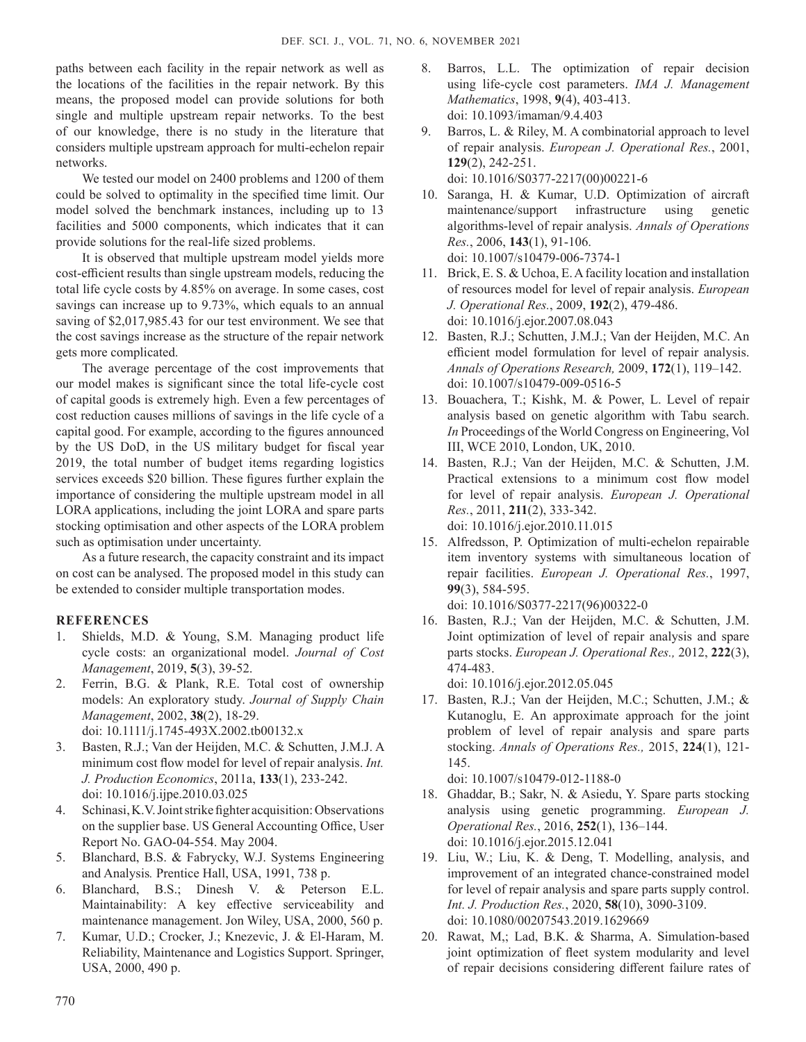paths between each facility in the repair network as well as the locations of the facilities in the repair network. By this means, the proposed model can provide solutions for both single and multiple upstream repair networks. To the best of our knowledge, there is no study in the literature that considers multiple upstream approach for multi-echelon repair networks.

We tested our model on 2400 problems and 1200 of them could be solved to optimality in the specified time limit. Our model solved the benchmark instances, including up to 13 facilities and 5000 components, which indicates that it can provide solutions for the real-life sized problems.

It is observed that multiple upstream model yields more cost-efficient results than single upstream models, reducing the total life cycle costs by 4.85% on average. In some cases, cost savings can increase up to 9.73%, which equals to an annual saving of $2,017,985.43 for our test environment. We see that the cost savings increase as the structure of the repair network gets more complicated.

The average percentage of the cost improvements that our model makes is significant since the total life-cycle cost of capital goods is extremely high. Even a few percentages of cost reduction causes millions of savings in the life cycle of a capital good. For example, according to the figures announced by the US DoD, in the US military budget for fiscal year 2019, the total number of budget items regarding logistics services exceeds $20 billion. These figures further explain the importance of considering the multiple upstream model in all LORA applications, including the joint LORA and spare parts stocking optimisation and other aspects of the LORA problem such as optimisation under uncertainty.

As a future research, the capacity constraint and its impact on cost can be analysed. The proposed model in this study can be extended to consider multiple transportation modes.

## REFERENCES

1. Shields, M.D. & Young, S.M. Managing product life cycle costs: an organizational model. *Journal of Cost Management*, 2019, **5**(3), 39-52.
2. Ferrin, B.G. & Plank, R.E. Total cost of ownership models: An exploratory study. *Journal of Supply Chain Management*, 2002, **38**(2), 18-29. doi: 10.1111/j.1745-493X.2002.tb00132.x
3. Basten, R.J.; Van der Heijden, M.C. & Schutten, J.M.J. A minimum cost flow model for level of repair analysis. *Int. J. Production Economics*, 2011a, **133**(1), 233-242. doi: 10.1016/j.ijpe.2010.03.025
4. Schinasi, K.V. Joint strike fighter acquisition: Observations on the supplier base. US General Accounting Office, User Report No. GAO-04-554. May 2004.
5. Blanchard, B.S. & Fabrycky, W.J. Systems Engineering and Analysis*.* Prentice Hall, USA, 1991, 738 p.
6. Blanchard, B.S.; Dinesh V. & Peterson E.L. Maintainability: A key effective serviceability and maintenance management. Jon Wiley, USA, 2000, 560 p.
7. Kumar, U.D.; Crocker, J.; Knezevic, J. & El-Haram, M. Reliability, Maintenance and Logistics Support. Springer, USA, 2000, 490 p.
8. Barros, L.L. The optimization of repair decision using life-cycle cost parameters. *IMA J. Management Mathematics*, 1998, **9**(4), 403-413. doi: 10.1093/imaman/9.4.403
9. Barros, L. & Riley, M. A combinatorial approach to level of repair analysis. *European J. Operational Res.*, 2001, **129**(2), 242-251. doi: 10.1016/S0377-2217(00)00221-6
10. Saranga, H. & Kumar, U.D. Optimization of aircraft maintenance/support infrastructure using genetic algorithms-level of repair analysis. *Annals of Operations Res.*, 2006, **143**(1), 91-106. doi: 10.1007/s10479-006-7374-1
11. Brick, E. S. & Uchoa, E. A facility location and installation of resources model for level of repair analysis. *European J. Operational Res.*, 2009, **192**(2), 479-486. doi: 10.1016/j.ejor.2007.08.043
12. Basten, R.J.; Schutten, J.M.J.; Van der Heijden, M.C. An efficient model formulation for level of repair analysis. *Annals of Operations Research,* 2009, **172**(1), 119–142. doi: 10.1007/s10479-009-0516-5
13. Bouachera, T.; Kishk, M. & Power, L. Level of repair analysis based on genetic algorithm with Tabu search. *In* Proceedings of the World Congress on Engineering, Vol III, WCE 2010, London, UK, 2010.
14. Basten, R.J.; Van der Heijden, M.C. & Schutten, J.M. Practical extensions to a minimum cost flow model for level of repair analysis. *European J. Operational Res.*, 2011, **211**(2), 333-342. doi: 10.1016/j.ejor.2010.11.015
15. Alfredsson, P. Optimization of multi-echelon repairable item inventory systems with simultaneous location of repair facilities. *European J. Operational Res.*, 1997, **99**(3), 584-595. doi: 10.1016/S0377-2217(96)00322-0
16. Basten, R.J.; Van der Heijden, M.C. & Schutten, J.M. Joint optimization of level of repair analysis and spare parts stocks. *European J. Operational Res.,* 2012, **222**(3), 474-483. doi: 10.1016/j.ejor.2012.05.045
17. Basten, R.J.; Van der Heijden, M.C.; Schutten, J.M.; & Kutanoglu, E. An approximate approach for the joint problem of level of repair analysis and spare parts stocking. *Annals of Operations Res.,* 2015, **224**(1), 121-145. doi: 10.1007/s10479-012-1188-0
18. Ghaddar, B.; Sakr, N. & Asiedu, Y. Spare parts stocking analysis using genetic programming. *European J. Operational Res.*, 2016, **252**(1), 136–144. doi: 10.1016/j.ejor.2015.12.041
19. Liu, W.; Liu, K. & Deng, T. Modelling, analysis, and improvement of an integrated chance-constrained model for level of repair analysis and spare parts supply control. *Int. J. Production Res.*, 2020, **58**(10), 3090-3109. doi: 10.1080/00207543.2019.1629669
20. Rawat, M,; Lad, B.K. & Sharma, A. Simulation-based joint optimization of fleet system modularity and level of repair decisions considering different failure rates of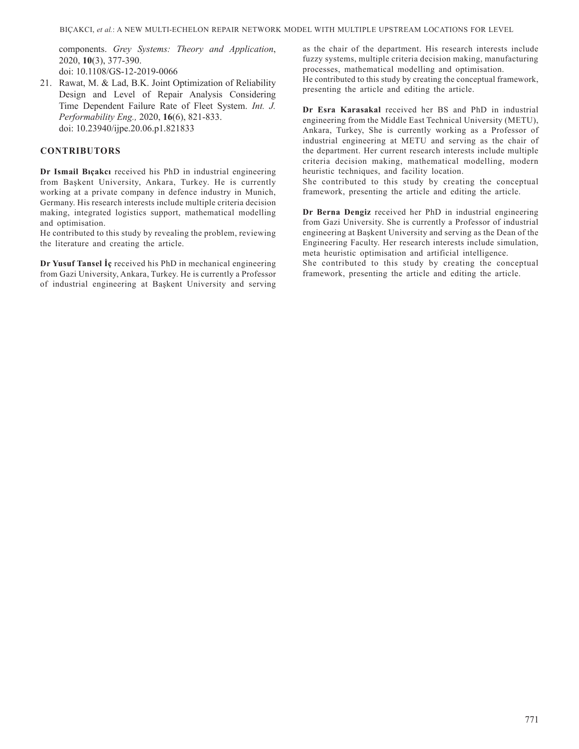components. *Grey Systems: Theory and Application*, 2020, **10**(3), 377-390.
doi: 10.1108/GS-12-2019-0066

21. Rawat, M. & Lad, B.K. Joint Optimization of Reliability Design and Level of Repair Analysis Considering Time Dependent Failure Rate of Fleet System. *Int. J. Performability Eng.,* 2020, **16**(6), 821-833.
doi: 10.23940/ijpe.20.06.p1.821833

## CONTRIBUTORS

**Dr Ismail Bıçakcı** received his PhD in industrial engineering from Başkent University, Ankara, Turkey. He is currently working at a private company in defence industry in Munich, Germany. His research interests include multiple criteria decision making, integrated logistics support, mathematical modelling and optimisation.
He contributed to this study by revealing the problem, reviewing the literature and creating the article.

**Dr Yusuf Tansel İç** received his PhD in mechanical engineering from Gazi University, Ankara, Turkey. He is currently a Professor of industrial engineering at Başkent University and serving as the chair of the department. His research interests include fuzzy systems, multiple criteria decision making, manufacturing processes, mathematical modelling and optimisation.
He contributed to this study by creating the conceptual framework, presenting the article and editing the article.

**Dr Esra Karasakal** received her BS and PhD in industrial engineering from the Middle East Technical University (METU), Ankara, Turkey, She is currently working as a Professor of industrial engineering at METU and serving as the chair of the department. Her current research interests include multiple criteria decision making, mathematical modelling, modern heuristic techniques, and facility location.
She contributed to this study by creating the conceptual framework, presenting the article and editing the article.

**Dr Berna Dengiz** received her PhD in industrial engineering from Gazi University. She is currently a Professor of industrial engineering at Başkent University and serving as the Dean of the Engineering Faculty. Her research interests include simulation, meta heuristic optimisation and artificial intelligence.
She contributed to this study by creating the conceptual framework, presenting the article and editing the article.